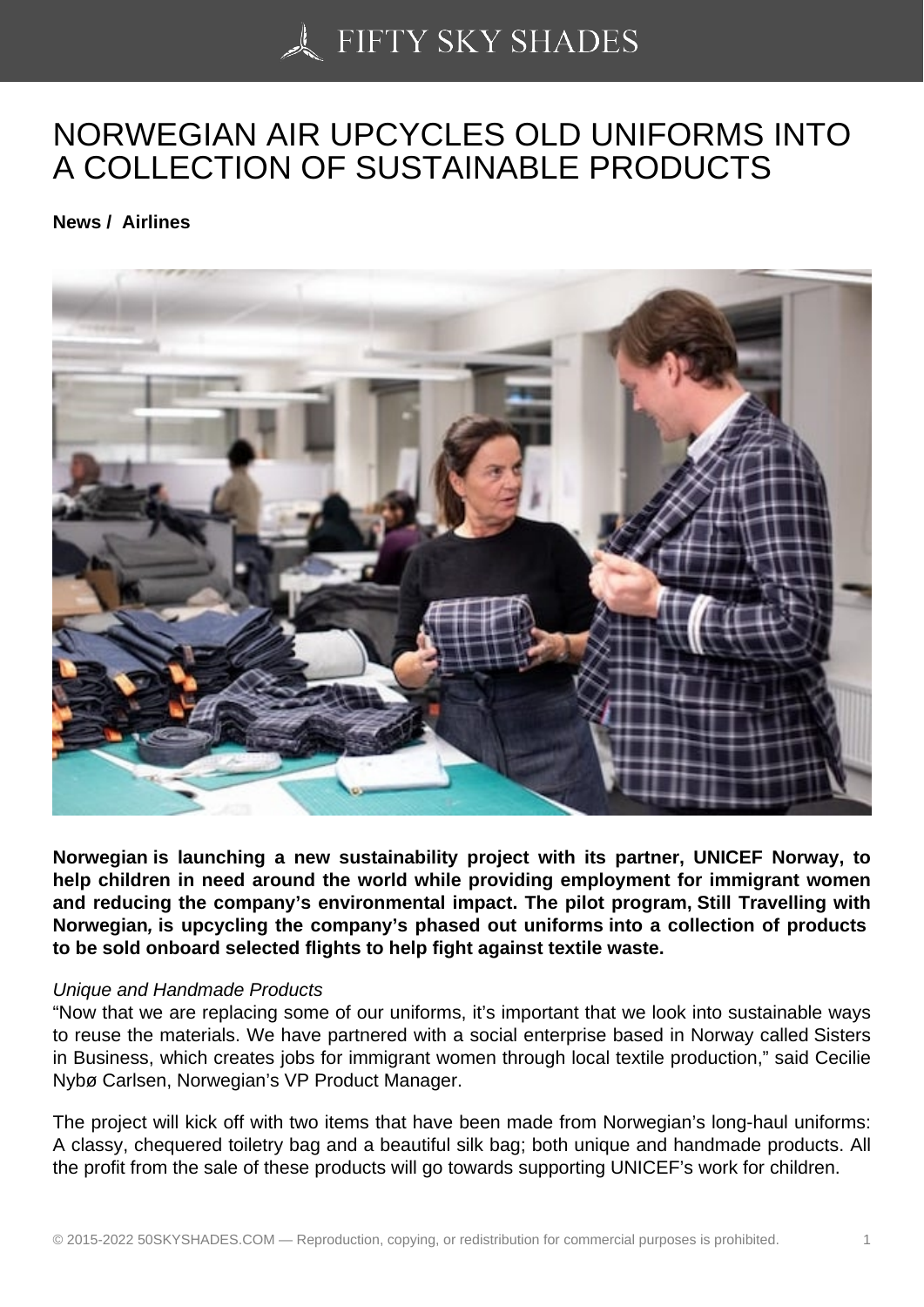# NORWEGIAN AIR UPCYCLES OLD UNIFORMS INTO A COLLECTION OF SUSTAINABLE PRODUCTS

**News / Airlines**

**Norwegian is launching a new sustainability project with its partner, UNICEF Norway, to help children in need around the world while providing employment for immigrant women and reducing the company's environmental impact. The pilot program, Still Travelling with Norwegian, is upcycling the company's phased out uniforms into a collection of products to be sold onboard selected flights to help fight against textile waste.**

*Unique and Handmade Products*

"Now that we are replacing some of our uniforms, it's important that we look into sustainable ways to reuse the materials. We have partnered with a social enterprise based in Norway called Sisters in Business, which creates jobs for immigrant women through local textile production," said Cecilie Nybø Carlsen, Norwegian's VP Product Manager.

The project will kick off with two items that have been made from Norwegian's long-haul uniforms: A classy, chequered toiletry bag and a beautiful silk bag; both unique and handmade products. All the profit from the sale of these products will go towards supporting UNICEF's work for children.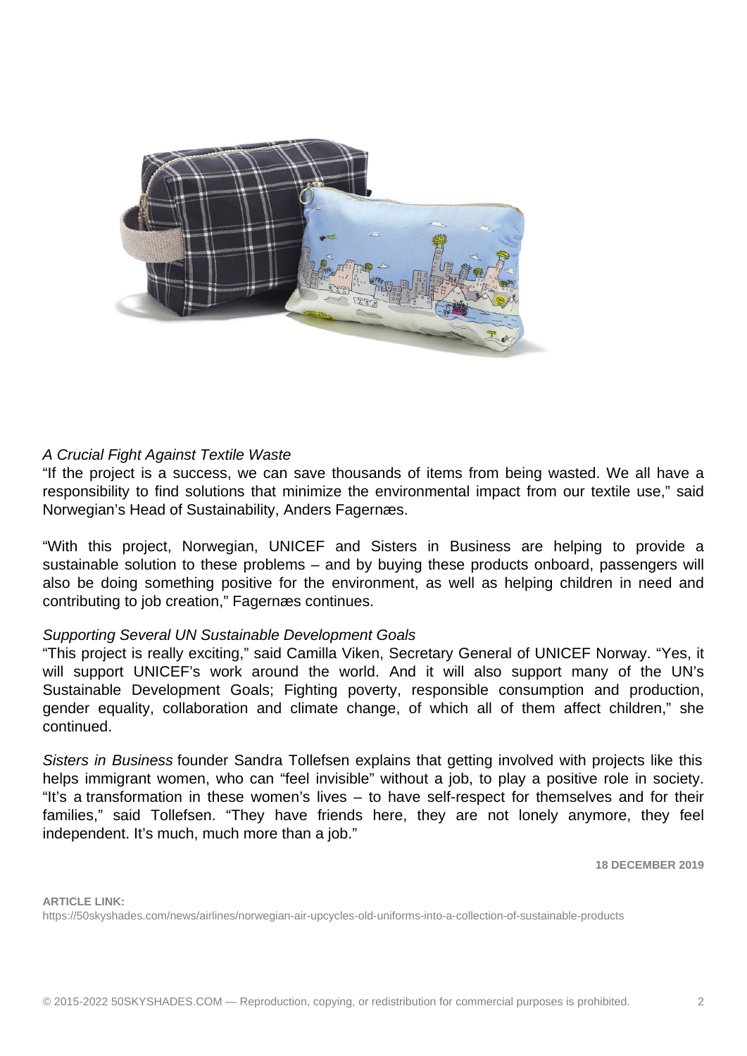*A Crucial Fight Against Textile Waste*

“If the project is a success, we can save thousands of items from being wasted. We all have a responsibility to find solutions that minimize the environmental impact from our textile use,” said Norwegian’s Head of Sustainability, Anders Fagernæs.

“With this project, Norwegian, UNICEF and Sisters in Business are helping to provide a sustainable solution to these problems – and by buying these products onboard, passengers will also be doing something positive for the environment, as well as helping children in need and contributing to job creation,” Fagernæs continues.

*Supporting Several UN Sustainable Development Goals*

“This project is really exciting,” said Camilla Viken, Secretary General of UNICEF Norway. “Yes, it will support UNICEF’s work around the world. And it will also support many of the UN’s Sustainable Development Goals; Fighting poverty, responsible consumption and production, gender equality, collaboration and climate change, of which all of them affect children,” she continued.

*Sisters in Business* founder Sandra Tollefsen explains that getting involved with projects like this helps immigrant women, who can “feel invisible” without a job, to play a positive role in society. “It’s a transformation in these women’s lives – to have self-respect for themselves and for their families,” said Tollefsen. “They have friends here, they are not lonely anymore, they feel independent. It’s much, much more than a job.”

**18 DECEMBER 2019**

**ARTICLE LINK:**
https://50skyshades.com/news/airlines/norwegian-air-upcycles-old-uniforms-into-a-collection-of-sustainable-products

© 2015-2022 50SKYSHADES.COM — Reproduction, copying, or redistribution for commercial purposes is prohibited.